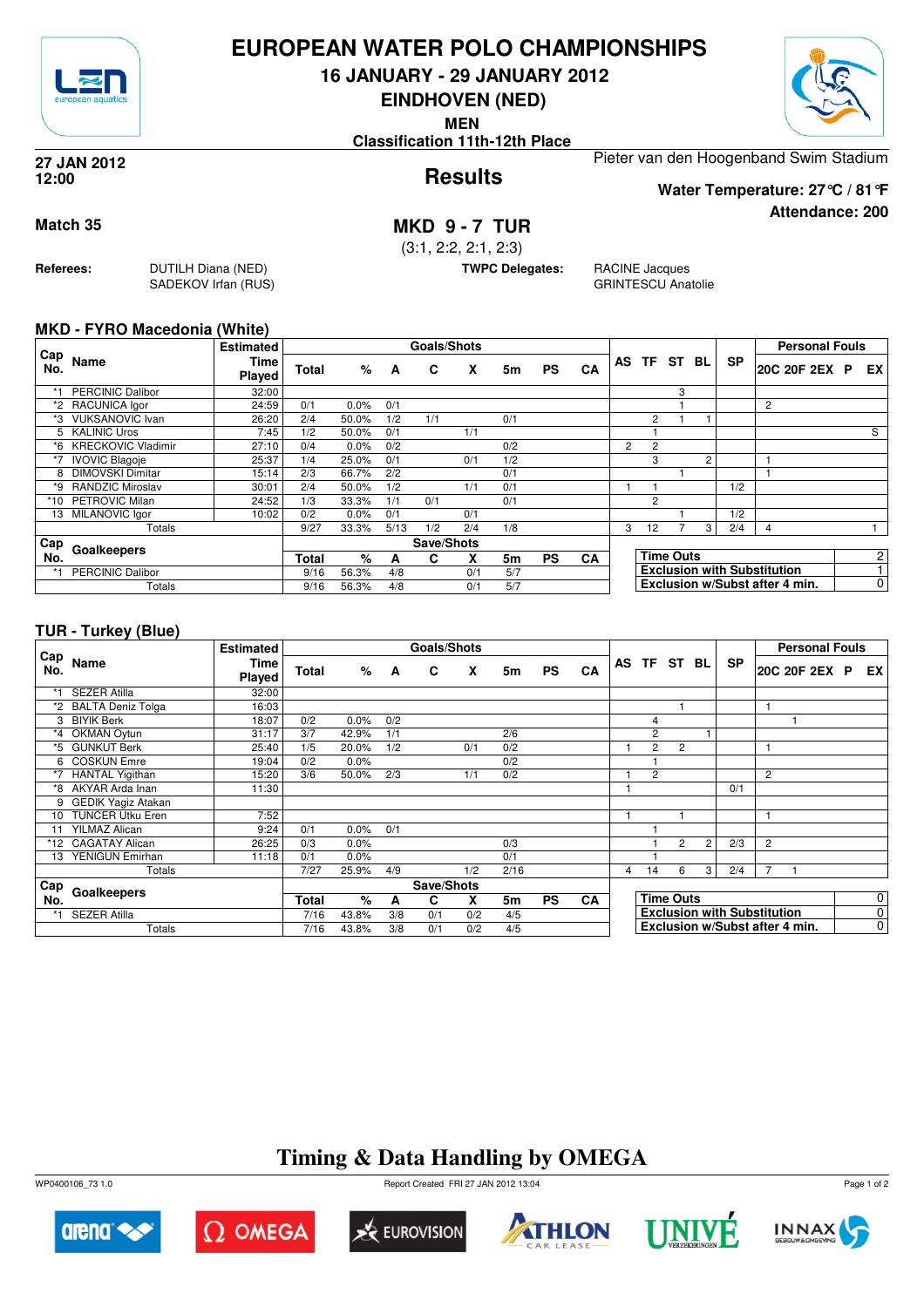# EUROPEAN WATER POLO CHAMPIONSHIPS

**16 JANUARY - 29 JANUARY 2012**

**EINDHOVEN (NED)**

**MEN**

**Classification 11th-12th Place**

**27 JAN 2012**
**12:00**

## Results

Pieter van den Hoogenband Swim Stadium

**Water Temperature: 27°C / 81°F**

**Attendance: 200**

**Match 35**

## MKD 9 - 7 TUR

(3:1, 2:2, 2:1, 2:3)

**Referees:** DUTILH Diana (NED), SADEKOV Irfan (RUS)

**TWPC Delegates:** RACINE Jacques, GRINTESCU Anatolie

### MKD - FYRO Macedonia (White)

| Cap No. | Name | Estimated Time Played | Total | % | A | C | X | 5m | PS | CA | AS | TF | ST | BL | SP | 20C | 20F | 2EX | P | EX |
|---|---|---|---|---|---|---|---|---|---|---|---|---|---|---|---|---|---|---|---|---|
| *1 | PERCINIC Dalibor | 32:00 | | | | | | | | | | | 3 | | | | | | | |
| *2 | RACUNICA Igor | 24:59 | 0/1 | 0.0% | 0/1 | | | | | | | | 1 | | | 2 | | | | |
| *3 | VUKSANOVIC Ivan | 26:20 | 2/4 | 50.0% | 1/2 | 1/1 | | 0/1 | | | | 2 | 1 | 1 | | | | | | |
| 5 | KALINIC Uros | 7:45 | 1/2 | 50.0% | 0/1 | | 1/1 | | | | | | 1 | | | | | | | S |
| *6 | KRECKOVIC Vladimir | 27:10 | 0/4 | 0.0% | 0/2 | | | 0/2 | | | 2 | 2 | | | | | | | | |
| *7 | IVOVIC Blagoje | 25:37 | 1/4 | 25.0% | 0/1 | | 0/1 | 1/2 | | | | 3 | | 2 | | 1 | | | | |
| 8 | DIMOVSKI Dimitar | 15:14 | 2/3 | 66.7% | 2/2 | | | 0/1 | | | | | 1 | | | 1 | | | | |
| *9 | RANDZIC Miroslav | 30:01 | 2/4 | 50.0% | 1/2 | | 1/1 | 0/1 | | | 1 | 1 | | | 1/2 | | | | | |
| *10 | PETROVIC Milan | 24:52 | 1/3 | 33.3% | 1/1 | 0/1 | | 0/1 | | | | 2 | | | | | | | | |
| 13 | MILANOVIC Igor | 10:02 | 0/2 | 0.0% | 0/1 | | 0/1 | | | | | | 1 | | 1/2 | | | | | |
| | Totals | | 9/27 | 33.3% | 5/13 | 1/2 | 2/4 | 1/8 | | | 3 | 12 | 7 | 3 | 2/4 | 4 | | | | 1 |

| Cap No. | Goalkeepers | Total | % | A | C | X | 5m | PS | CA |
|---|---|---|---|---|---|---|---|---|---|
| *1 | PERCINIC Dalibor | 9/16 | 56.3% | 4/8 | | 0/1 | 5/7 | | |
| | Totals | 9/16 | 56.3% | 4/8 | | 0/1 | 5/7 | | |

| | |
|---|---|
| Time Outs | 2 |
| Exclusion with Substitution | 1 |
| Exclusion w/Subst after 4 min. | 0 |

### TUR - Turkey (Blue)

| Cap No. | Name | Estimated Time Played | Total | % | A | C | X | 5m | PS | CA | AS | TF | ST | BL | SP | 20C | 20F | 2EX | P | EX |
|---|---|---|---|---|---|---|---|---|---|---|---|---|---|---|---|---|---|---|---|---|
| *1 | SEZER Atilla | 32:00 | | | | | | | | | | | | | | | | | | |
| *2 | BALTA Deniz Tolga | 16:03 | | | | | | | | | | | 1 | | | 1 | | | | |
| 3 | BIYIK Berk | 18:07 | 0/2 | 0.0% | 0/2 | | | | | | | 4 | | | | | 1 | | | |
| *4 | OKMAN Oytun | 31:17 | 3/7 | 42.9% | 1/1 | | | 2/6 | | | | 2 | | 1 | | | | | | |
| *5 | GUNKUT Berk | 25:40 | 1/5 | 20.0% | 1/2 | | 0/1 | 0/2 | | | 1 | 2 | 2 | | | 1 | | | | |
| 6 | COSKUN Emre | 19:04 | 0/2 | 0.0% | | | | 0/2 | | | | 1 | | | | | | | | |
| *7 | HANTAL Yigithan | 15:20 | 3/6 | 50.0% | 2/3 | | 1/1 | 0/2 | | | 1 | 2 | | | | 2 | | | | |
| *8 | AKYAR Arda Inan | 11:30 | | | | | | | | | 1 | | | | 0/1 | | | | | |
| 9 | GEDIK Yagiz Atakan | | | | | | | | | | | | | | | | | | | |
| 10 | TUNCER Utku Eren | 7:52 | | | | | | | | | 1 | | 1 | | | 1 | | | | |
| 11 | YILMAZ Alican | 9:24 | 0/1 | 0.0% | 0/1 | | | | | | | 1 | | | | | | | | |
| *12 | CAGATAY Alican | 26:25 | 0/3 | 0.0% | | | | 0/3 | | | | 1 | 2 | 2 | 2/3 | 2 | | | | |
| 13 | YENIGUN Emirhan | 11:18 | 0/1 | 0.0% | | | | 0/1 | | | | 1 | | | | | | | | |
| | Totals | | 7/27 | 25.9% | 4/9 | | 1/2 | 2/16 | | | 4 | 14 | 6 | 3 | 2/4 | 7 | 1 | | | |

| Cap No. | Goalkeepers | Total | % | A | C | X | 5m | PS | CA |
|---|---|---|---|---|---|---|---|---|---|
| *1 | SEZER Atilla | 7/16 | 43.8% | 3/8 | 0/1 | 0/2 | 4/5 | | |
| | Totals | 7/16 | 43.8% | 3/8 | 0/1 | 0/2 | 4/5 | | |

| | |
|---|---|
| Time Outs | 0 |
| Exclusion with Substitution | 0 |
| Exclusion w/Subst after 4 min. | 0 |

**Timing & Data Handling by OMEGA**

WP0400106_73 1.0 — Report Created FRI 27 JAN 2012 13:04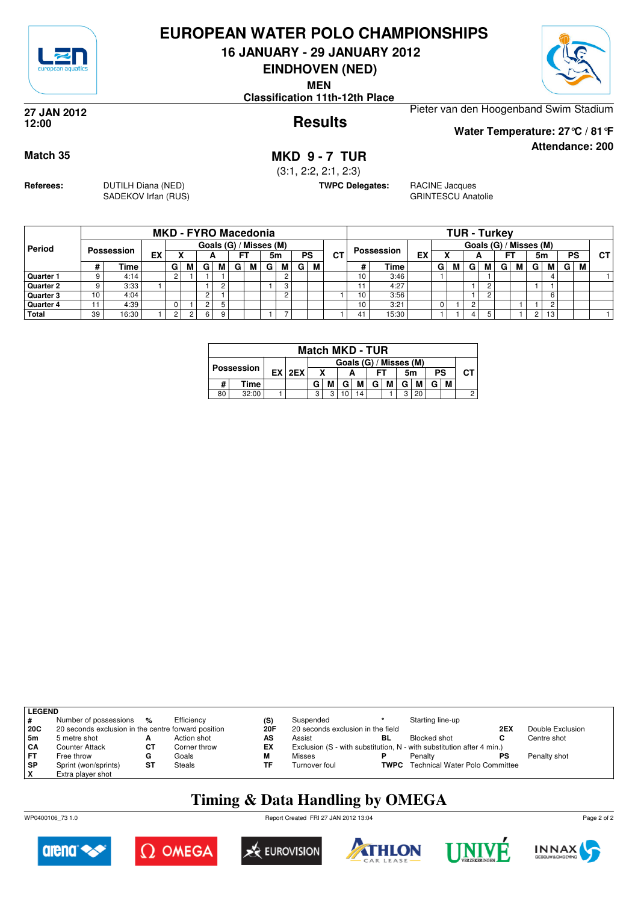# EUROPEAN WATER POLO CHAMPIONSHIPS

**16 JANUARY - 29 JANUARY 2012**

**EINDHOVEN (NED)**

**MEN**

**Classification 11th-12th Place**

**27 JAN 2012**
**12:00**

Pieter van den Hoogenband Swim Stadium

## Results

**Water Temperature: 27°C / 81°F**

**Attendance: 200**

**Match 35**

## MKD 9 - 7 TUR

(3:1, 2:2, 2:1, 2:3)

**Referees:** DUTILH Diana (NED), SADEKOV Irfan (RUS)

**TWPC Delegates:** RACINE Jacques, GRINTESCU Anatolie

### MKD - FYRO Macedonia

| Period | Possession | | EX | Goals (G) / Misses (M) | | | | | | | | | | CT |
|---|---|---|---|---|---|---|---|---|---|---|---|---|---|---|
| | | | | X | | A | | FT | | 5m | | PS | | |
| | # | Time | | G | M | G | M | G | M | G | M | G | M | |
| Quarter 1 | 9 | 4:14 | | 2 | 1 | 1 | 1 | | | | 2 | | | |
| Quarter 2 | 9 | 3:33 | 1 | | | 1 | 2 | | | 1 | 3 | | | |
| Quarter 3 | 10 | 4:04 | | | | 2 | 1 | | | | 2 | | | 1 |
| Quarter 4 | 11 | 4:39 | | 0 | 1 | 2 | 5 | | | | | | | |
| Total | 39 | 16:30 | 1 | 2 | 2 | 6 | 9 | | | 1 | 7 | | | 1 |

### TUR - Turkey

| Period | Possession | | EX | Goals (G) / Misses (M) | | | | | | | | | | CT |
|---|---|---|---|---|---|---|---|---|---|---|---|---|---|---|
| | | | | X | | A | | FT | | 5m | | PS | | |
| | # | Time | | G | M | G | M | G | M | G | M | G | M | |
| Quarter 1 | 10 | 3:46 | | 1 | | | 1 | | | | 4 | | | 1 |
| Quarter 2 | 11 | 4:27 | | | | 1 | 2 | | | 1 | 1 | | | |
| Quarter 3 | 10 | 3:56 | | | | 1 | 2 | | | | 6 | | | |
| Quarter 4 | 10 | 3:21 | | 0 | 1 | 2 | | | 1 | 1 | 2 | | | |
| Total | 41 | 15:30 | | 1 | 1 | 4 | 5 | | 1 | 2 | 13 | | | 1 |

### Match MKD - TUR

| Possession | | EX | 2EX | Goals (G) / Misses (M) | | | | | | | | | | CT |
|---|---|---|---|---|---|---|---|---|---|---|---|---|---|---|
| | | | | X | | A | | FT | | 5m | | PS | | |
| # | Time | | | G | M | G | M | G | M | G | M | G | M | |
| 80 | 32:00 | 1 | | 3 | 3 | 10 | 14 | | 1 | 3 | 20 | | | 2 |

**LEGEND**

| | | | | | | | | | |
|---|---|---|---|---|---|---|---|---|---|
| # | Number of possessions | % | Efficiency | (S) | Suspended | * | Starting line-up | | |
| 20C | 20 seconds exclusion in the centre forward position | | | 20F | 20 seconds exclusion in the field | | | 2EX | Double Exclusion |
| 5m | 5 metre shot | A | Action shot | AS | Assist | BL | Blocked shot | C | Centre shot |
| CA | Counter Attack | CT | Corner throw | EX | Exclusion (S - with substitution, N - with substitution after 4 min.) | | | | |
| FT | Free throw | G | Goals | M | Misses | P | Penalty | PS | Penalty shot |
| SP | Sprint (won/sprints) | ST | Steals | TF | Turnover foul | TWPC | Technical Water Polo Committee | | |
| X | Extra player shot | | | | | | | | |

## Timing & Data Handling by OMEGA

WP0400106_73 1.0 Report Created FRI 27 JAN 2012 13:04